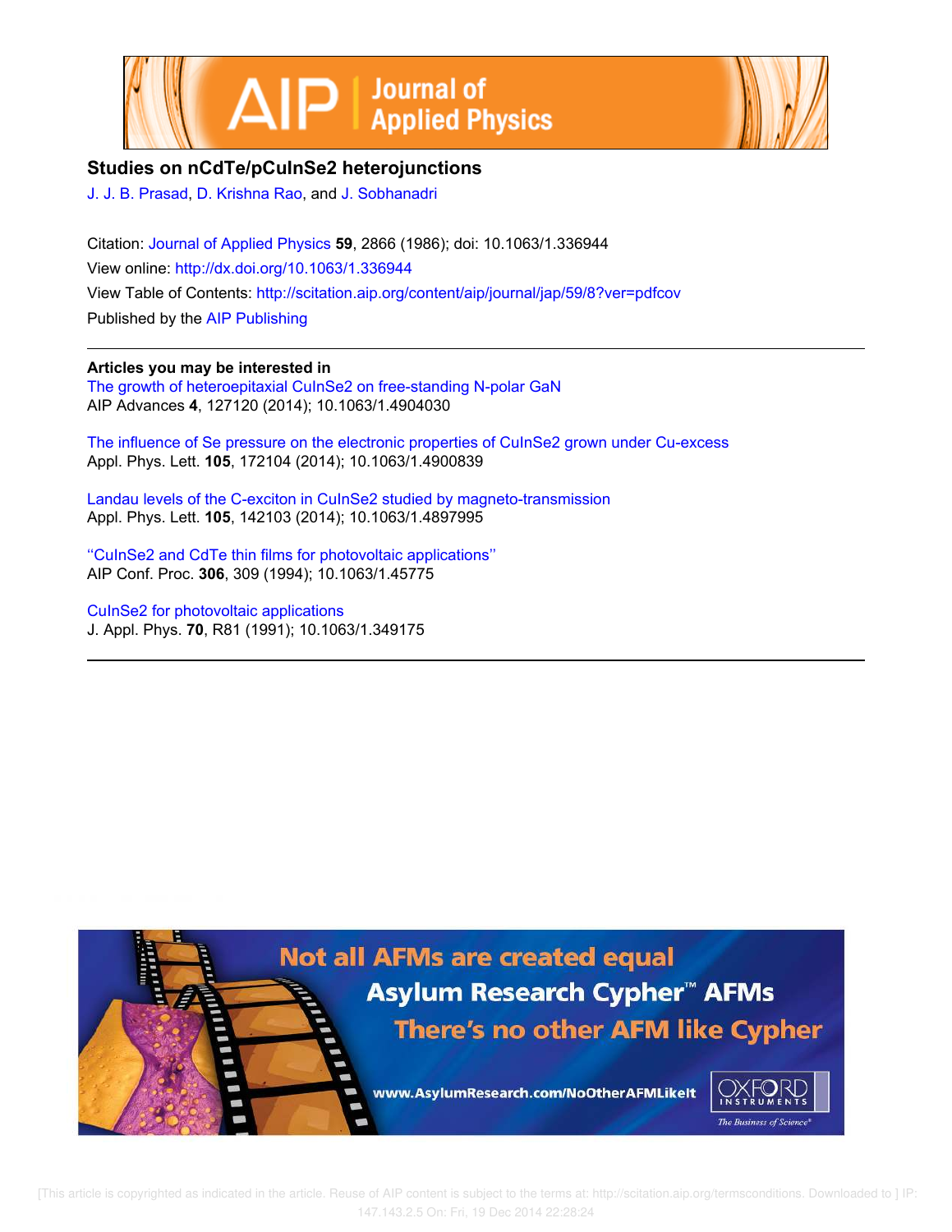# Studies on nCdTe/pCuInSe2 heterojunctions

J. J. B. Prasad, D. Krishna Rao, and J. Sobhanadri

Citation: Journal of Applied Physics **59**, 2866 (1986); doi: 10.1063/1.336944

View online: http://dx.doi.org/10.1063/1.336944

View Table of Contents: http://scitation.aip.org/content/aip/journal/jap/59/8?ver=pdfcov

Published by the AIP Publishing

---

**Articles you may be interested in**

The growth of heteroepitaxial CuInSe2 on free-standing N-polar GaN
AIP Advances **4**, 127120 (2014); 10.1063/1.4904030

The influence of Se pressure on the electronic properties of CuInSe2 grown under Cu-excess
Appl. Phys. Lett. **105**, 172104 (2014); 10.1063/1.4900839

Landau levels of the C-exciton in CuInSe2 studied by magneto-transmission
Appl. Phys. Lett. **105**, 142103 (2014); 10.1063/1.4897995

''CuInSe2 and CdTe thin films for photovoltaic applications''
AIP Conf. Proc. **306**, 309 (1994); 10.1063/1.45775

CuInSe2 for photovoltaic applications
J. Appl. Phys. **70**, R81 (1991); 10.1063/1.349175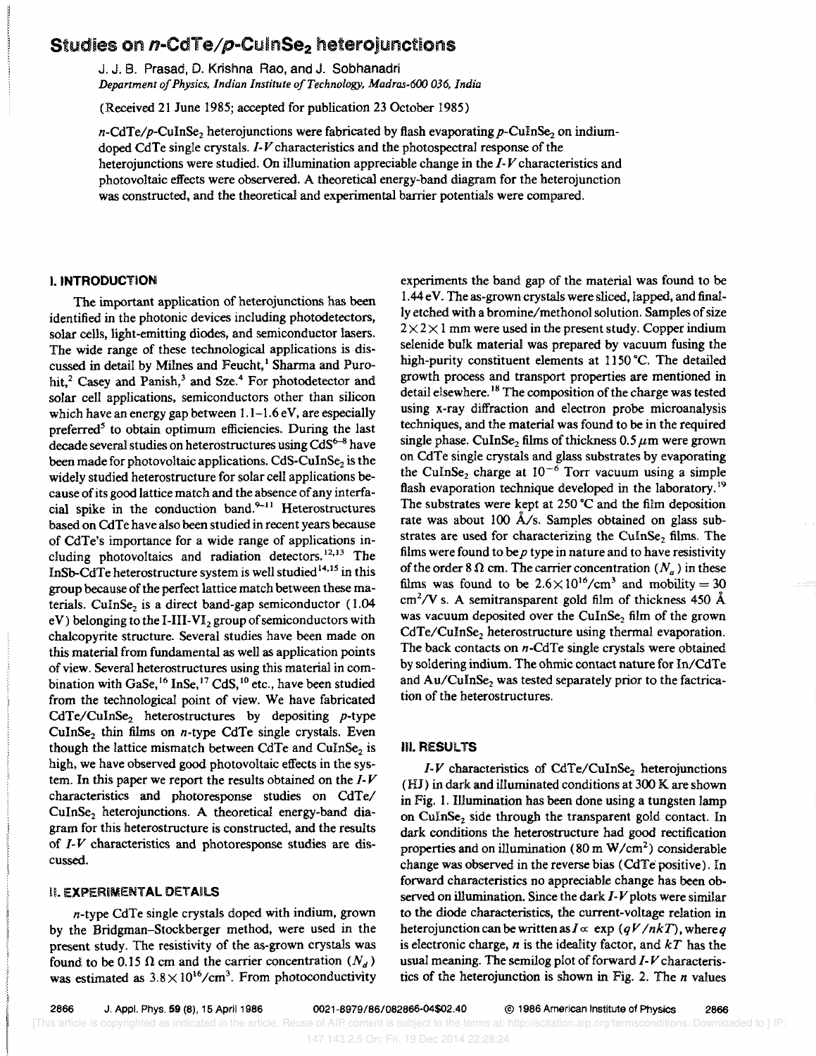# Studies on *n*-CdTe/*p*-$CuInSe_2$ heterojunctions

J. J. B. Prasad, D. Krishna Rao, and J. Sobhanadri

*Department of Physics, Indian Institute of Technology, Madras-600 036, India*

(Received 21 June 1985; accepted for publication 23 October 1985)

*n*-CdTe/*p*-$CuInSe_2$ heterojunctions were fabricated by flash evaporating *p*-$CuInSe_2$ on indium-doped CdTe single crystals. *I-V* characteristics and the photospectral response of the heterojunctions were studied. On illumination appreciable change in the *I-V* characteristics and photovoltaic effects were observered. A theoretical energy-band diagram for the heterojunction was constructed, and the theoretical and experimental barrier potentials were compared.

## I. INTRODUCTION

The important application of heterojunctions has been identified in the photonic devices including photodetectors, solar cells, light-emitting diodes, and semiconductor lasers. The wide range of these technological applications is discussed in detail by Milnes and Feucht,[1] Sharma and Purohit,[2] Casey and Panish,[3] and Sze.[4] For photodetector and solar cell applications, semiconductors other than silicon which have an energy gap between 1.1–1.6 eV, are especially preferred[5] to obtain optimum efficiencies. During the last decade several studies on heterostructures using CdS[6-8] have been made for photovoltaic applications. CdS-$CuInSe_2$ is the widely studied heterostructure for solar cell applications because of its good lattice match and the absence of any interfacial spike in the conduction band.[9-11] Heterostructures based on CdTe have also been studied in recent years because of CdTe's importance for a wide range of applications including photovoltaics and radiation detectors.[12,13] The InSb-CdTe heterostructure system is well studied[14,15] in this group because of the perfect lattice match between these materials. $CuInSe_2$ is a direct band-gap semiconductor (1.04 eV) belonging to the I-III-$VI_2$ group of semiconductors with chalcopyrite structure. Several studies have been made on this material from fundamental as well as application points of view. Several heterostructures using this material in combination with GaSe,[16] InSe,[17] CdS,[10] etc., have been studied from the technological point of view. We have fabricated CdTe/$CuInSe_2$ heterostructures by depositing *p*-type $CuInSe_2$ thin films on *n*-type CdTe single crystals. Even though the lattice mismatch between CdTe and $CuInSe_2$ is high, we have observed good photovoltaic effects in the system. In this paper we report the results obtained on the *I-V* characteristics and photoresponse studies on CdTe/$CuInSe_2$ heterojunctions. A theoretical energy-band diagram for this heterostructure is constructed, and the results of *I-V* characteristics and photoresponse studies are discussed.

## II. EXPERIMENTAL DETAILS

*n*-type CdTe single crystals doped with indium, grown by the Bridgman–Stockberger method, were used in the present study. The resistivity of the as-grown crystals was found to be 0.15 Ω cm and the carrier concentration ($N_d$) was estimated as $3.8\times10^{16}/cm^3$. From photoconductivity experiments the band gap of the material was found to be 1.44 eV. The as-grown crystals were sliced, lapped, and finally etched with a bromine/methonol solution. Samples of size $2\times2\times1$ mm were used in the present study. Copper indium selenide bulk material was prepared by vacuum fusing the high-purity constituent elements at 1150 °C. The detailed growth process and transport properties are mentioned in detail elsewhere.[18] The composition of the charge was tested using x-ray diffraction and electron probe microanalysis techniques, and the material was found to be in the required single phase. $CuInSe_2$ films of thickness 0.5 μm were grown on CdTe single crystals and glass substrates by evaporating the $CuInSe_2$ charge at $10^{-6}$ Torr vacuum using a simple flash evaporation technique developed in the laboratory.[19] The substrates were kept at 250 °C and the film deposition rate was about 100 Å/s. Samples obtained on glass substrates are used for characterizing the $CuInSe_2$ films. The films were found to be *p* type in nature and to have resistivity of the order 8 Ω cm. The carrier concentration ($N_a$) in these films was found to be $2.6\times10^{16}/cm^3$ and mobility = 30 $cm^2/V$ s. A semitransparent gold film of thickness 450 Å was vacuum deposited over the $CuInSe_2$ film of the grown CdTe/$CuInSe_2$ heterostructure using thermal evaporation. The back contacts on *n*-CdTe single crystals were obtained by soldering indium. The ohmic contact nature for In/CdTe and Au/$CuInSe_2$ was tested separately prior to the factrication of the heterostructures.

## III. RESULTS

*I-V* characteristics of CdTe/$CuInSe_2$ heterojunctions (HJ) in dark and illuminated conditions at 300 K are shown in Fig. 1. Illumination has been done using a tungsten lamp on $CuInSe_2$ side through the transparent gold contact. In dark conditions the heterostructure had good rectification properties and on illumination (80 m W/$cm^2$) considerable change was observed in the reverse bias (CdTe positive). In forward characteristics no appreciable change has been observed on illumination. Since the dark *I-V* plots were similar to the diode characteristics, the current-voltage relation in heterojunction can be written as $I \propto \exp(qV/nkT)$, where $q$ is electronic charge, $n$ is the ideality factor, and $kT$ has the usual meaning. The semilog plot of forward *I-V* characteristics of the heterojunction is shown in Fig. 2. The $n$ values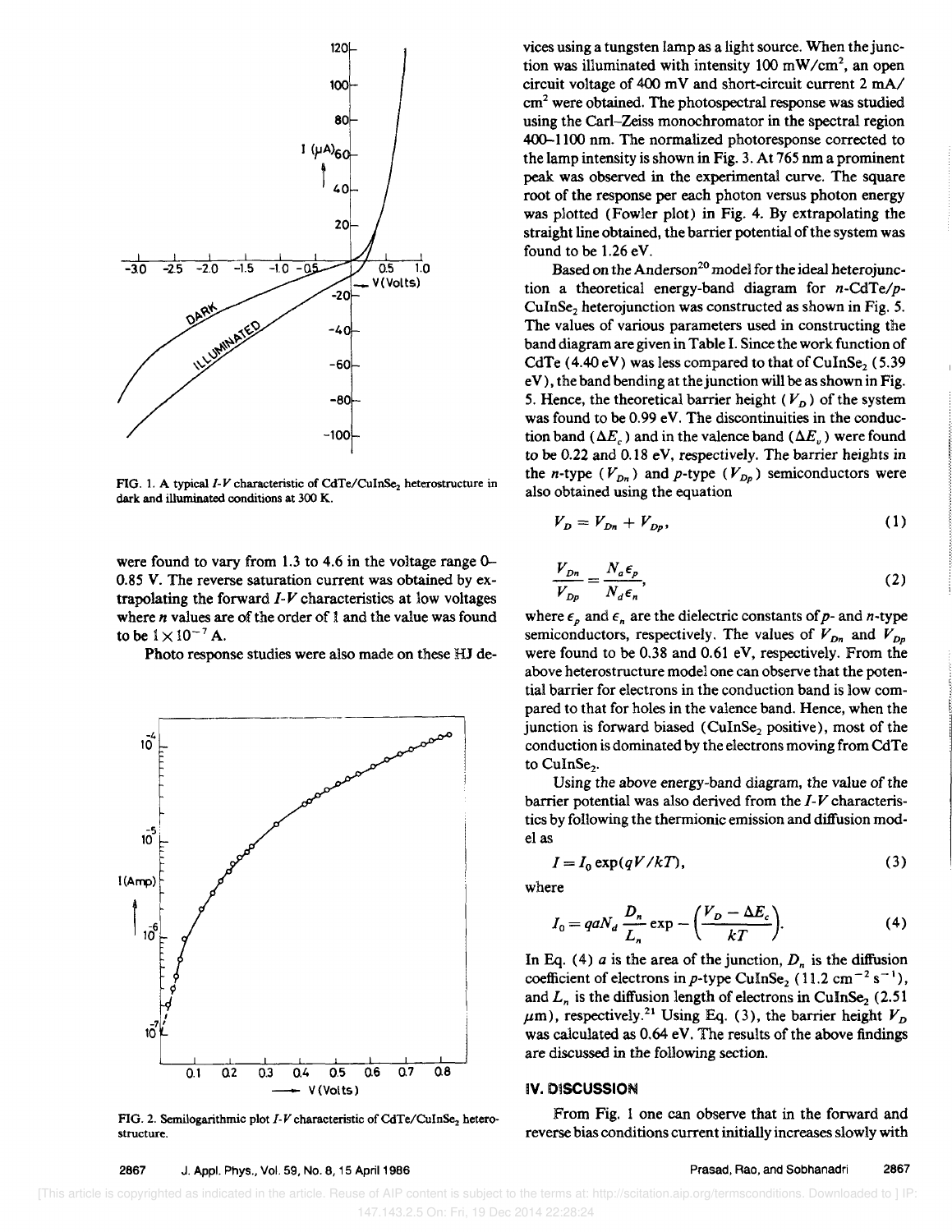FIG. 1. A typical $I$-$V$ characteristic of $CdTe/CuInSe_2$ heterostructure in dark and illuminated conditions at 300 K.

were found to vary from 1.3 to 4.6 in the voltage range 0–0.85 V. The reverse saturation current was obtained by extrapolating the forward $I$-$V$ characteristics at low voltages where $n$ values are of the order of 1 and the value was found to be $1\times10^{-7}$ A.

Photo response studies were also made on these HJ devices using a tungsten lamp as a light source. When the junction was illuminated with intensity 100 mW/cm$^2$, an open circuit voltage of 400 mV and short-circuit current 2 mA/cm$^2$ were obtained. The photospectral response was studied using the Carl–Zeiss monochromator in the spectral region 400–1100 nm. The normalized photoresponse corrected to the lamp intensity is shown in Fig. 3. At 765 nm a prominent peak was observed in the experimental curve. The square root of the response per each photon versus photon energy was plotted (Fowler plot) in Fig. 4. By extrapolating the straight line obtained, the barrier potential of the system was found to be 1.26 eV.

FIG. 2. Semilogarithmic plot $I$-$V$ characteristic of $CdTe/CuInSe_2$ heterostructure.

Based on the Anderson[20] model for the ideal heterojunction a theoretical energy-band diagram for $n$-$CdTe$/$p$-$CuInSe_2$ heterojunction was constructed as shown in Fig. 5. The values of various parameters used in constructing the band diagram are given in Table I. Since the work function of CdTe (4.40 eV) was less compared to that of $CuInSe_2$ (5.39 eV), the band bending at the junction will be as shown in Fig. 5. Hence, the theoretical barrier height ($V_D$) of the system was found to be 0.99 eV. The discontinuities in the conduction band ($\Delta E_c$) and in the valence band ($\Delta E_v$) were found to be 0.22 and 0.18 eV, respectively. The barrier heights in the $n$-type ($V_{Dn}$) and $p$-type ($V_{Dp}$) semiconductors were also obtained using the equation

$$V_D = V_{Dn} + V_{Dp}, \tag{1}$$

$$\frac{V_{Dn}}{V_{Dp}} = \frac{N_a \epsilon_p}{N_d \epsilon_n}, \tag{2}$$

where $\epsilon_p$ and $\epsilon_n$ are the dielectric constants of $p$- and $n$-type semiconductors, respectively. The values of $V_{Dn}$ and $V_{Dp}$ were found to be 0.38 and 0.61 eV, respectively. From the above heterostructure model one can observe that the potential barrier for electrons in the conduction band is low compared to that for holes in the valence band. Hence, when the junction is forward biased ($CuInSe_2$ positive), most of the conduction is dominated by the electrons moving from CdTe to $CuInSe_2$.

Using the above energy-band diagram, the value of the barrier potential was also derived from the $I$-$V$ characteristics by following the thermionic emission and diffusion model as

$$I = I_0 \exp(qV/kT), \tag{3}$$

where

$$I_0 = qaN_d \frac{D_n}{L_n} \exp -\left(\frac{V_D - \Delta E_c}{kT}\right). \tag{4}$$

In Eq. (4) $a$ is the area of the junction, $D_n$ is the diffusion coefficient of electrons in $p$-type $CuInSe_2$ (11.2 cm$^{-2}$ s$^{-1}$), and $L_n$ is the diffusion length of electrons in $CuInSe_2$ (2.51 $\mu$m), respectively.[21] Using Eq. (3), the barrier height $V_D$ was calculated as 0.64 eV. The results of the above findings are discussed in the following section.

## IV. DISCUSSION

From Fig. 1 one can observe that in the forward and reverse bias conditions current initially increases slowly with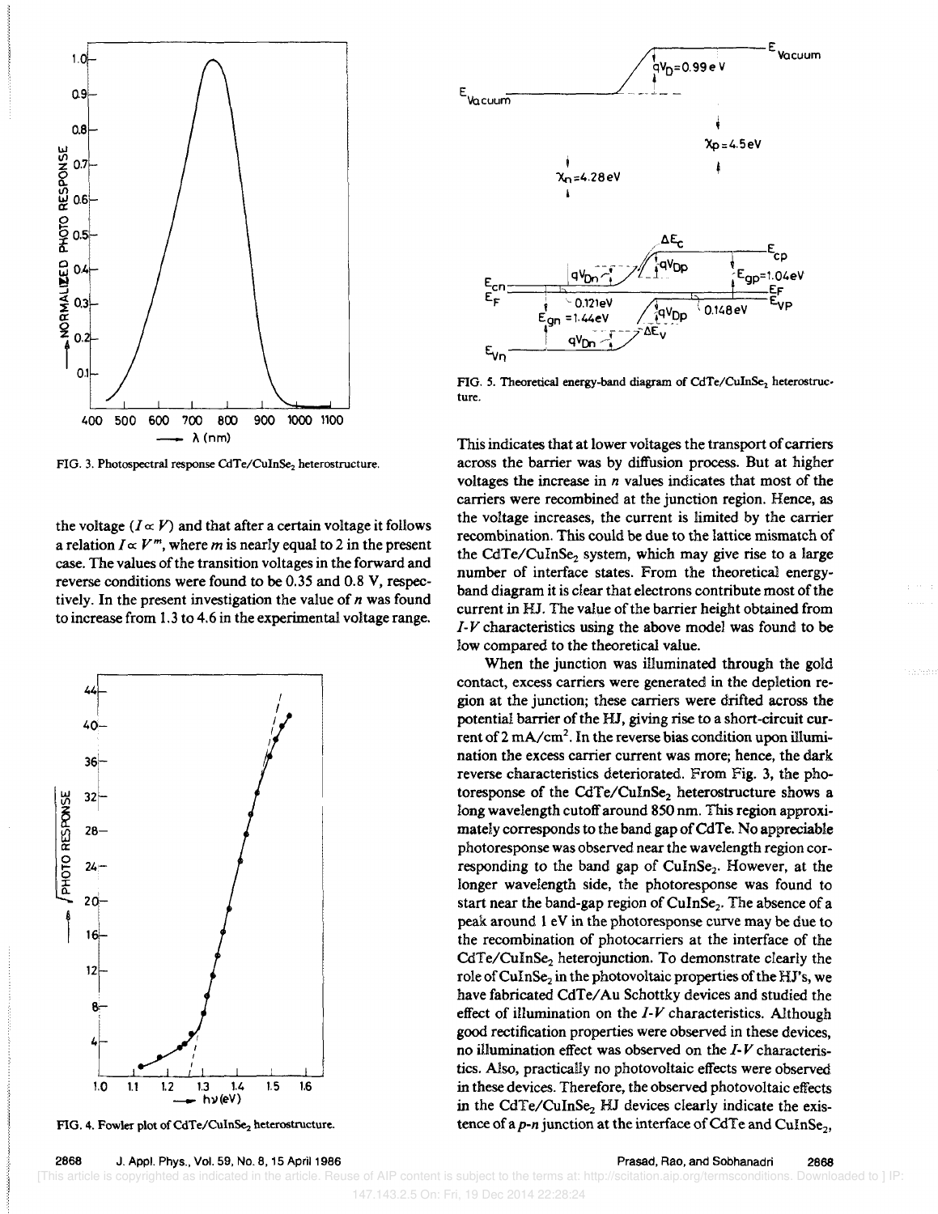FIG. 3. Photospectral response CdTe/$CuInSe_2$ heterostructure.

the voltage ($I \propto V$) and that after a certain voltage it follows a relation $I \propto V^m$, where $m$ is nearly equal to 2 in the present case. The values of the transition voltages in the forward and reverse conditions were found to be 0.35 and 0.8 V, respectively. In the present investigation the value of $n$ was found to increase from 1.3 to 4.6 in the experimental voltage range.

FIG. 4. Fowler plot of CdTe/$CuInSe_2$ heterostructure.

FIG. 5. Theoretical energy-band diagram of CdTe/$CuInSe_2$ heterostructure.

This indicates that at lower voltages the transport of carriers across the barrier was by diffusion process. But at higher voltages the increase in $n$ values indicates that most of the carriers were recombined at the junction region. Hence, as the voltage increases, the current is limited by the carrier recombination. This could be due to the lattice mismatch of the CdTe/$CuInSe_2$ system, which may give rise to a large number of interface states. From the theoretical energy-band diagram it is clear that electrons contribute most of the current in HJ. The value of the barrier height obtained from $I$-$V$ characteristics using the above model was found to be low compared to the theoretical value.

When the junction was illuminated through the gold contact, excess carriers were generated in the depletion region at the junction; these carriers were drifted across the potential barrier of the HJ, giving rise to a short-circuit current of 2 $mA/cm^2$. In the reverse bias condition upon illumination the excess carrier current was more; hence, the dark reverse characteristics deteriorated. From Fig. 3, the photoresponse of the CdTe/$CuInSe_2$ heterostructure shows a long wavelength cutoff around 850 nm. This region approximately corresponds to the band gap of CdTe. No appreciable photoresponse was observed near the wavelength region corresponding to the band gap of $CuInSe_2$. However, at the longer wavelength side, the photoresponse was found to start near the band-gap region of $CuInSe_2$. The absence of a peak around 1 eV in the photoresponse curve may be due to the recombination of photocarriers at the interface of the CdTe/$CuInSe_2$ heterojunction. To demonstrate clearly the role of $CuInSe_2$ in the photovoltaic properties of the HJ's, we have fabricated CdTe/Au Schottky devices and studied the effect of illumination on the $I$-$V$ characteristics. Although good rectification properties were observed in these devices, no illumination effect was observed on the $I$-$V$ characteristics. Also, practically no photovoltaic effects were observed in these devices. Therefore, the observed photovoltaic effects in the CdTe/$CuInSe_2$ HJ devices clearly indicate the existence of a $p$-$n$ junction at the interface of CdTe and $CuInSe_2$,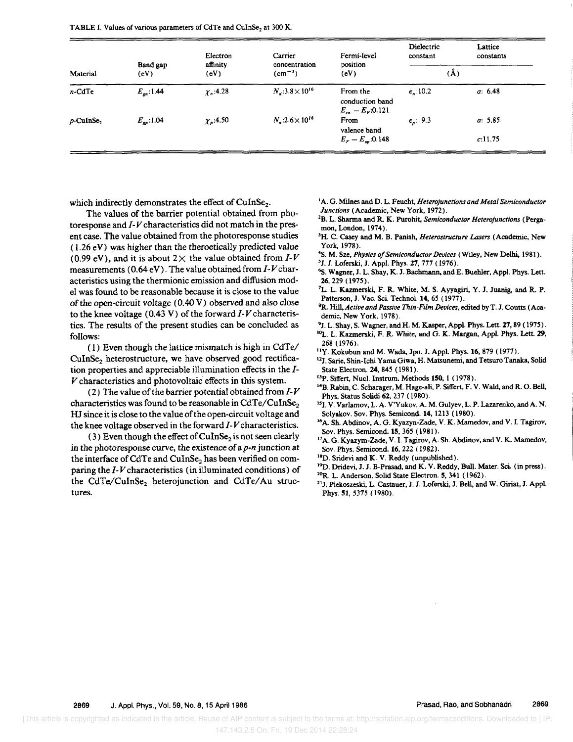TABLE I. Values of various parameters of CdTe and $CuInSe_2$ at 300 K.

| Material | Band gap (eV) | Electron affinity (eV) | Carrier concentration ($cm^{-3}$) | Fermi-level position (eV) | Dielectric constant | Lattice constants (Å) |
|---|---|---|---|---|---|---|
| $n$-CdTe | $E_{gn}$:1.44 | $\chi_n$:4.28 | $N_d$:$3.8\times10^{16}$ | From the conduction band $E_{cn} - E_F$:0.121 | $\epsilon_n$:10.2 | $a$: 6.48 |
| $p$-$CuInSe_2$ | $E_{gp}$:1.04 | $\chi_p$:4.50 | $N_a$:$2.6\times10^{16}$ | From valence band $E_F - E_{vp}$:0.148 | $\epsilon_p$: 9.3 | $a$: 5.85 $c$:11.75 |

which indirectly demonstrates the effect of $CuInSe_2$.

The values of the barrier potential obtained from photoresponse and $I$-$V$ characteristics did not match in the present case. The value obtained from the photoresponse studies (1.26 eV) was higher than the theroetically predicted value (0.99 eV), and it is about 2× the value obtained from $I$-$V$ measurements (0.64 eV). The value obtained from $I$-$V$ characteristics using the thermionic emission and diffusion model was found to be reasonable because it is close to the value of the open-circuit voltage (0.40 V) observed and also close to the knee voltage (0.43 V) of the forward $I$-$V$ characteristics. The results of the present studies can be concluded as follows:

(1) Even though the lattice mismatch is high in CdTe/$CuInSe_2$ heterostructure, we have observed good rectification properties and appreciable illumination effects in the $I$-$V$ characteristics and photovoltaic effects in this system.

(2) The value of the barrier potential obtained from $I$-$V$ characteristics was found to be reasonable in CdTe/$CuInSe_2$ HJ since it is close to the value of the open-circuit voltage and the knee voltage observed in the forward $I$-$V$ characteristics.

(3) Even though the effect of $CuInSe_2$ is not seen clearly in the photoresponse curve, the existence of a $p$-$n$ junction at the interface of CdTe and $CuInSe_2$ has been verified on comparing the $I$-$V$ characteristics (in illuminated conditions) of the CdTe/$CuInSe_2$ heterojunction and CdTe/Au structures.

[1] A. G. Milnes and D. L. Feucht, *Heterojunctions and Metal Semiconductor Junctions* (Academic, New York, 1972).
[2] B. L. Sharma and R. K. Purohit, *Semiconductor Heterojunctions* (Pergamon, London, 1974).
[3] H. C. Casey and M. B. Panish, *Heterostructure Lasers* (Academic, New York, 1978).
[4] S. M. Sze, *Physics of Semiconductor Devices* (Wiley, New Delhi, 1981).
[5] J. J. Loferski, J. Appl. Phys. **27**, 777 (1976).
[6] S. Wagner, J. L. Shay, K. J. Bachmann, and E. Buehler, Appl. Phys. Lett. **26**, 229 (1975).
[7] L. L. Kazmerski, F. R. White, M. S. Ayyagiri, Y. J. Juanig, and R. P. Patterson, J. Vac. Sci. Technol. **14**, 65 (1977).
[8] R. Hill, *Active and Passive Thin-Film Devices*, edited by T. J. Coutts (Academic, New York, 1978).
[9] J. L. Shay, S. Wagner, and H. M. Kasper, Appl. Phys. Lett. **27**, 89 (1975).
[10] L. L. Kazmerski, F. R. White, and G. K. Margan, Appl. Phys. Lett. **29**, 268 (1976).
[11] Y. Kokubun and M. Wada, Jpn. J. Appl. Phys. **16**, 879 (1977).
[12] J. Sarie, Shin-Ichi Yama Giwa, H. Matsunemi, and Tetsuro Tanaka, Solid State Electron. **24**, 845 (1981).
[13] P. Siffert, Nucl. Instrum. Methods **150**, 1 (1978).
[14] B. Rabin, C. Scharager, M. Hage-ali, P. Siffert, F. V. Wald, and R. O. Bell, Phys. Status Solidi **62**, 237 (1980).
[15] I. V. Varlamov, L. A. V'Yukov, A. M. Gulyev, L. P. Lazarenko, and A. N. Solyakov. Sov. Phys. Semicond. **14**, 1213 (1980).
[16] A. Sh. Abdinov, A. G. Kyazyn-Zade, V. K. Mamedov, and V. I. Tagirov, Sov. Phys. Semicond. **15**, 365 (1981).
[17] A. G. Kyazym-Zade, V. I. Tagirov, A. Sh. Abdinov, and V. K. Mamedov, Sov. Phys. Semicond. **16**, 222 (1982).
[18] D. Sridevi and K. V. Reddy (unpublished).
[19] D. Dridevi, J. J. B-Prasad, and K. V. Reddy, Bull. Mater. Sci. (in press).
[20] R. L. Anderson, Solid State Electron. **5**, 341 (1962).
[21] J. Piekoszeski, L. Castauer, J. J. Loferski, J. Bell, and W. Giriat, J. Appl. Phys. **51**, 5375 (1980).